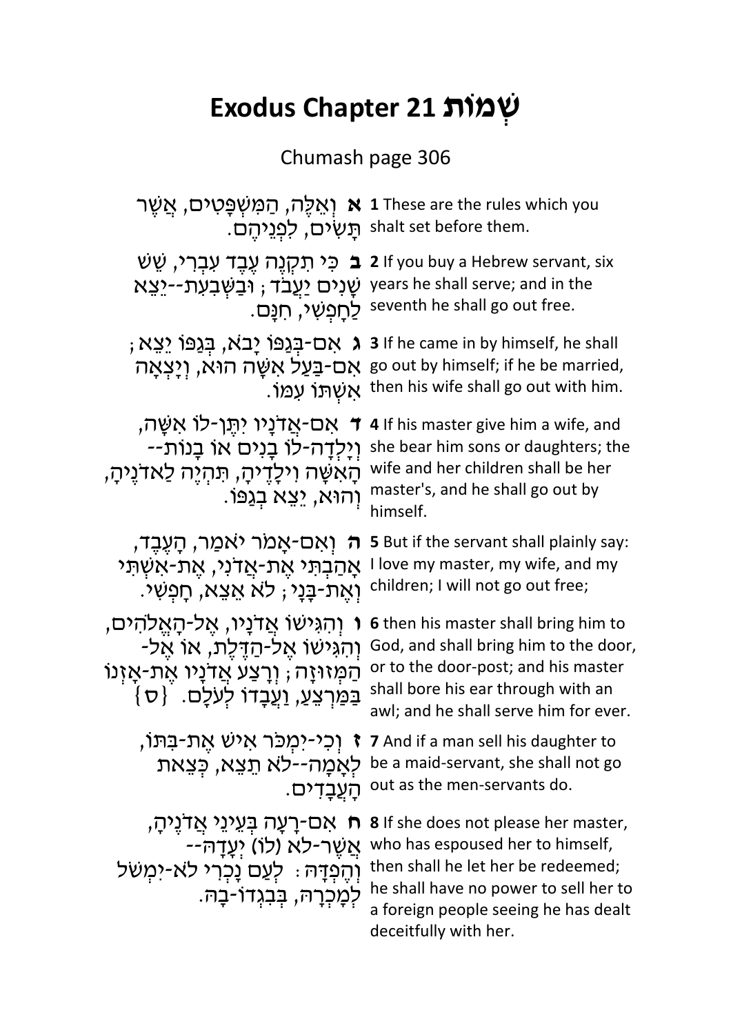# Exodus Chapter 21 שְׁמוֹת

Chumash page 306

| | |
|---|---|
| **א** וְאֵלֶּה, הַמִּשְׁפָּטִים, אֲשֶׁר תָּשִׂים, לִפְנֵיהֶם. | **1** These are the rules which you shalt set before them. |
| **ב** כִּי תִקְנֶה עֶבֶד עִבְרִי, שֵׁשׁ שָׁנִים יַעֲבֹד; וּבַשְּׁבִעִת--יֵצֵא לַחָפְשִׁי, חִנָּם. | **2** If you buy a Hebrew servant, six years he shall serve; and in the seventh he shall go out free. |
| **ג** אִם-בְּגַפּוֹ יָבֹא, בְּגַפּוֹ יֵצֵא; אִם-בַּעַל אִשָּׁה הוּא, וְיָצְאָה אִשְׁתּוֹ עִמּוֹ. | **3** If he came in by himself, he shall go out by himself; if he be married, then his wife shall go out with him. |
| **ד** אִם-אֲדֹנָיו יִתֶּן-לוֹ אִשָּׁה, וְיָלְדָה-לוֹ בָנִים אוֹ בָנוֹת--הָאִשָּׁה וִילָדֶיהָ, תִּהְיֶה לַאדֹנֶיהָ, וְהוּא, יֵצֵא בְגַפּוֹ. | **4** If his master give him a wife, and she bear him sons or daughters; the wife and her children shall be her master's, and he shall go out by himself. |
| **ה** וְאִם-אָמֹר יֹאמַר, הָעֶבֶד, אָהַבְתִּי אֶת-אֲדֹנִי, אֶת-אִשְׁתִּי וְאֶת-בָּנָי; לֹא אֵצֵא, חָפְשִׁי. | **5** But if the servant shall plainly say: I love my master, my wife, and my children; I will not go out free; |
| **ו** וְהִגִּישׁוֹ אֲדֹנָיו, אֶל-הָאֱלֹהִים, וְהִגִּישׁוֹ אֶל-הַדֶּלֶת, אוֹ אֶל-הַמְּזוּזָה; וְרָצַע אֲדֹנָיו אֶת-אָזְנוֹ בַּמַּרְצֵעַ, וַעֲבָדוֹ לְעֹלָם. {ס} | **6** then his master shall bring him to God, and shall bring him to the door, or to the door-post; and his master shall bore his ear through with an awl; and he shall serve him for ever. |
| **ז** וְכִי-יִמְכֹּר אִישׁ אֶת-בִּתּוֹ, לְאָמָה--לֹא תֵצֵא, כְּצֵאת הָעֲבָדִים. | **7** And if a man sell his daughter to be a maid-servant, she shall not go out as the men-servants do. |
| **ח** אִם-רָעָה בְּעֵינֵי אֲדֹנֶיהָ, אֲשֶׁר-לא (לוֹ) יְעָדָהּ--וְהֶפְדָּהּ: לְעַם נָכְרִי לֹא-יִמְשֹׁל לְמָכְרָהּ, בְּבִגְדוֹ-בָהּ. | **8** If she does not please her master, who has espoused her to himself, then shall he let her be redeemed; he shall have no power to sell her to a foreign people seeing he has dealt deceitfully with her. |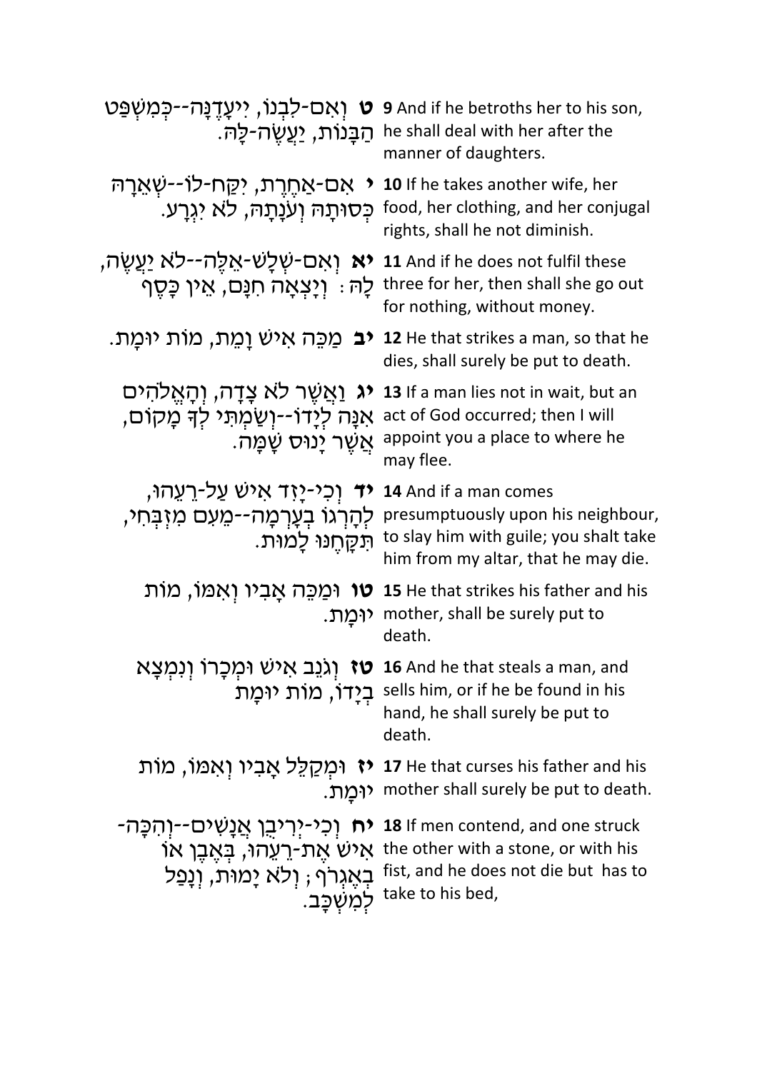| | |
|---|---|
| **ט** וְאִם-לִבְנוֹ, יִיעָדֶנָּה--כְּמִשְׁפַּט הַבָּנוֹת, יַעֲשֶׂה-לָּהּ. | **9** And if he betroths her to his son, he shall deal with her after the manner of daughters. |
| **י** אִם-אַחֶרֶת, יִקַּח-לוֹ--שְׁאֵרָהּ כְּסוּתָהּ וְעֹנָתָהּ, לֹא יִגְרָע. | **10** If he takes another wife, her food, her clothing, and her conjugal rights, shall he not diminish. |
| **יא** וְאִם-שְׁלָשׁ-אֵלֶּה--לֹא יַעֲשֶׂה, לָהּ: וְיָצְאָה חִנָּם, אֵין כָּסֶף | **11** And if he does not fulfil these three for her, then shall she go out for nothing, without money. |
| **יב** מַכֵּה אִישׁ וָמֵת, מוֹת יוּמָת. | **12** He that strikes a man, so that he dies, shall surely be put to death. |
| **יג** וַאֲשֶׁר לֹא צָדָה, וְהָאֱלֹהִים אִנָּה לְיָדוֹ--וְשַׂמְתִּי לְךָ מָקוֹם, אֲשֶׁר יָנוּס שָׁמָּה. | **13** If a man lies not in wait, but an act of God occurred; then I will appoint you a place to where he may flee. |
| **יד** וְכִי-יָזִד אִישׁ עַל-רֵעֵהוּ, לְהָרְגוֹ בְעָרְמָה--מֵעִם מִזְבְּחִי, תִּקָּחֶנּוּ לָמוּת. | **14** And if a man comes presumptuously upon his neighbour, to slay him with guile; you shalt take him from my altar, that he may die. |
| **טו** וּמַכֵּה אָבִיו וְאִמּוֹ, מוֹת יוּמָת. | **15** He that strikes his father and his mother, shall be surely put to death. |
| **טז** וְגֹנֵב אִישׁ וּמְכָרוֹ וְנִמְצָא בְיָדוֹ, מוֹת יוּמָת | **16** And he that steals a man, and sells him, or if he be found in his hand, he shall surely be put to death. |
| **יז** וּמְקַלֵּל אָבִיו וְאִמּוֹ, מוֹת יוּמָת. | **17** He that curses his father and his mother shall surely be put to death. |
| **יח** וְכִי-יְרִיבֻן אֲנָשִׁים--וְהִכָּה-אִישׁ אֶת-רֵעֵהוּ, בְּאֶבֶן אוֹ בְאֶגְרֹף; וְלֹא יָמוּת, וְנָפַל לְמִשְׁכָּב. | **18** If men contend, and one struck the other with a stone, or with his fist, and he does not die but has to take to his bed, |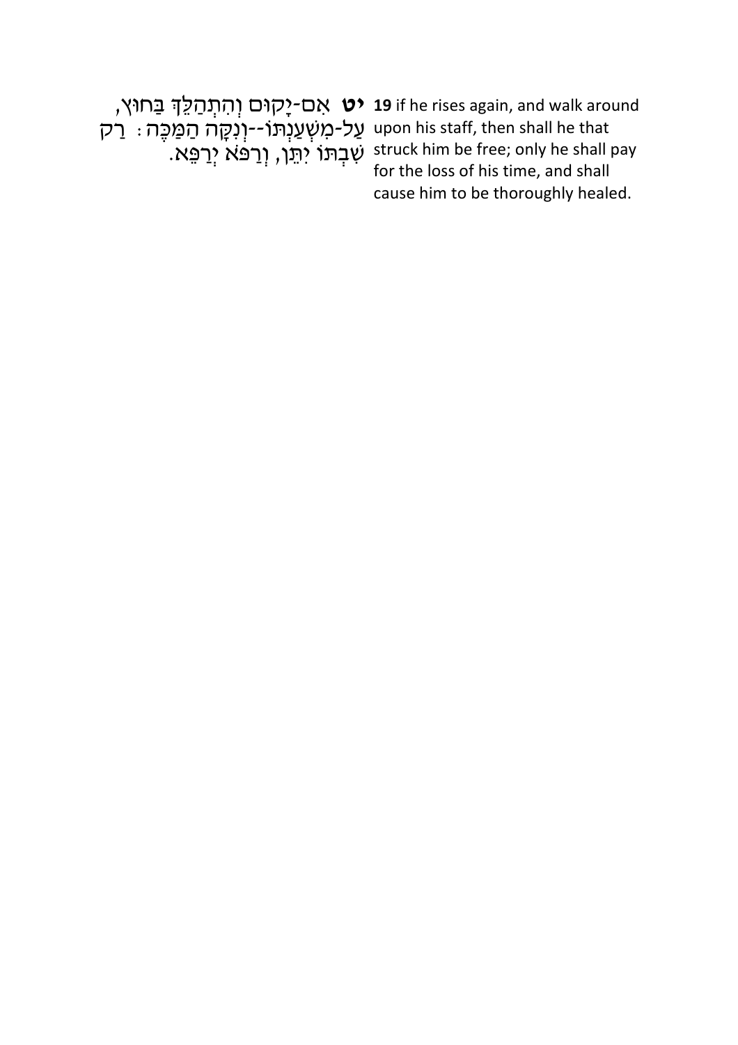**יט** אִם-יָקוּם וְהִתְהַלֵּךְ בַּחוּץ, עַל-מִשְׁעַנְתּוֹ--וְנִקָּה הַמַּכֶּה: רַק שִׁבְתּוֹ יִתֵּן, וְרַפֹּא יְרַפֵּא.

**19** if he rises again, and walk around upon his staff, then shall he that struck him be free; only he shall pay for the loss of his time, and shall cause him to be thoroughly healed.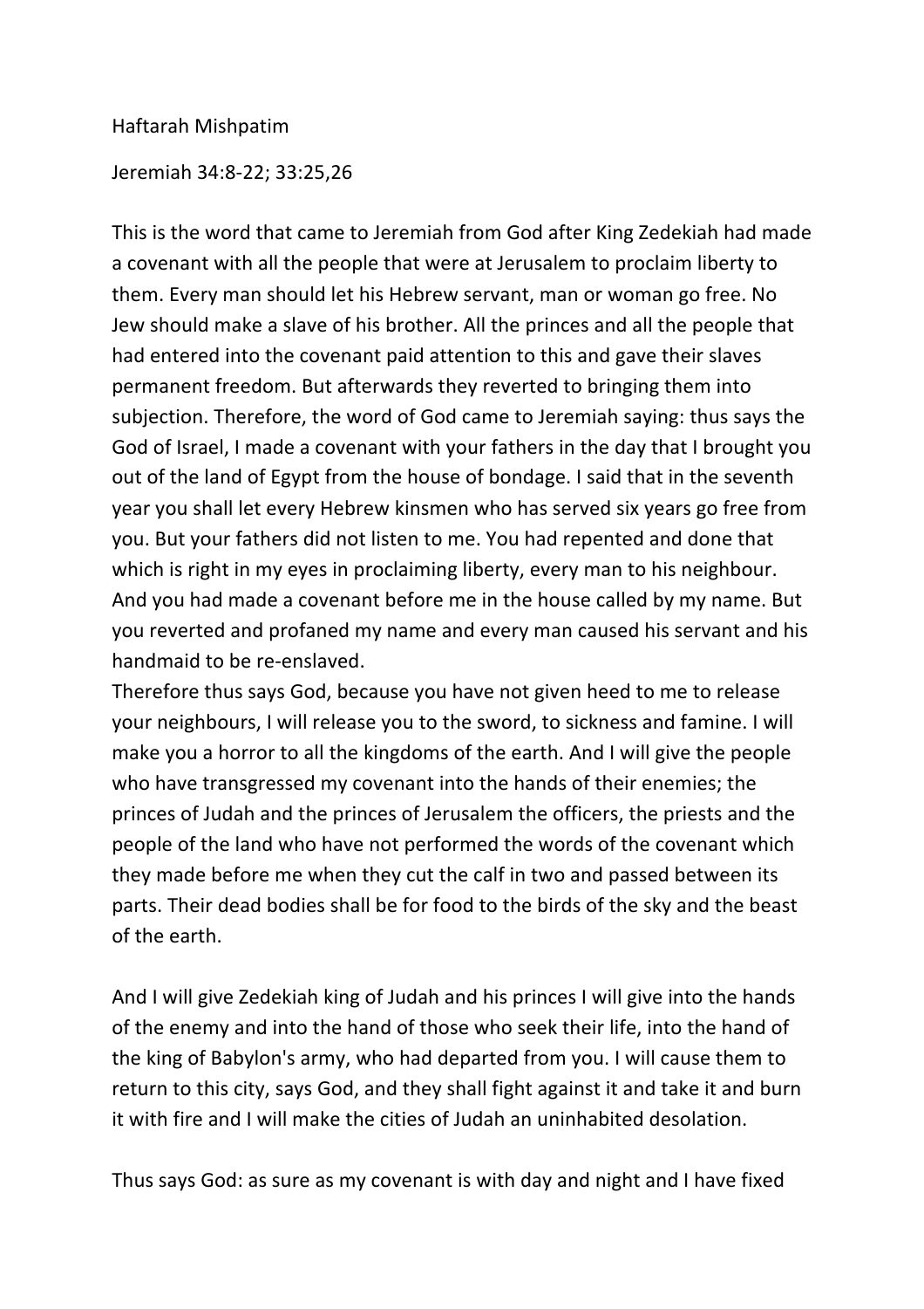Haftarah Mishpatim

Jeremiah 34:8-22; 33:25,26

This is the word that came to Jeremiah from God after King Zedekiah had made a covenant with all the people that were at Jerusalem to proclaim liberty to them. Every man should let his Hebrew servant, man or woman go free. No Jew should make a slave of his brother. All the princes and all the people that had entered into the covenant paid attention to this and gave their slaves permanent freedom. But afterwards they reverted to bringing them into subjection. Therefore, the word of God came to Jeremiah saying: thus says the God of Israel, I made a covenant with your fathers in the day that I brought you out of the land of Egypt from the house of bondage. I said that in the seventh year you shall let every Hebrew kinsmen who has served six years go free from you. But your fathers did not listen to me. You had repented and done that which is right in my eyes in proclaiming liberty, every man to his neighbour. And you had made a covenant before me in the house called by my name. But you reverted and profaned my name and every man caused his servant and his handmaid to be re-enslaved.
Therefore thus says God, because you have not given heed to me to release your neighbours, I will release you to the sword, to sickness and famine. I will make you a horror to all the kingdoms of the earth. And I will give the people who have transgressed my covenant into the hands of their enemies; the princes of Judah and the princes of Jerusalem the officers, the priests and the people of the land who have not performed the words of the covenant which they made before me when they cut the calf in two and passed between its parts. Their dead bodies shall be for food to the birds of the sky and the beast of the earth.

And I will give Zedekiah king of Judah and his princes I will give into the hands of the enemy and into the hand of those who seek their life, into the hand of the king of Babylon's army, who had departed from you. I will cause them to return to this city, says God, and they shall fight against it and take it and burn it with fire and I will make the cities of Judah an uninhabited desolation.

Thus says God: as sure as my covenant is with day and night and I have fixed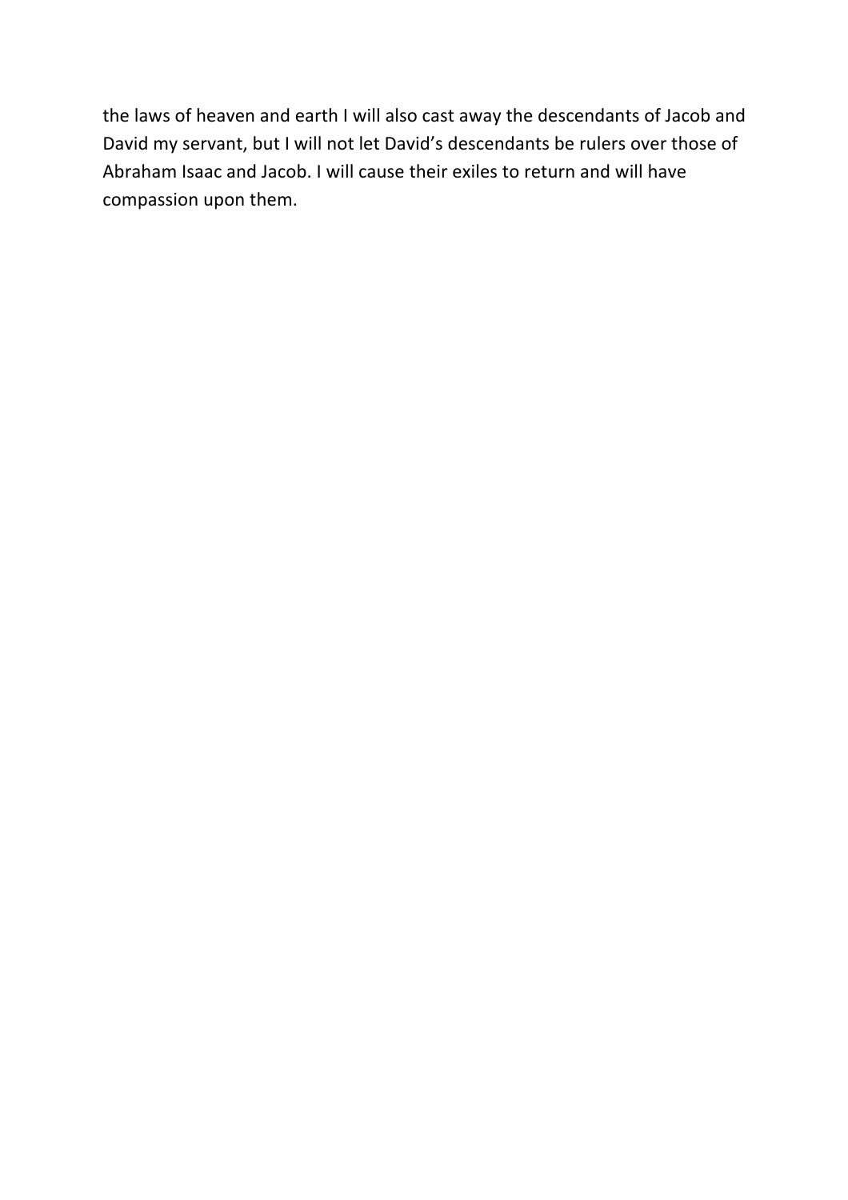the laws of heaven and earth I will also cast away the descendants of Jacob and David my servant, but I will not let David's descendants be rulers over those of Abraham Isaac and Jacob. I will cause their exiles to return and will have compassion upon them.